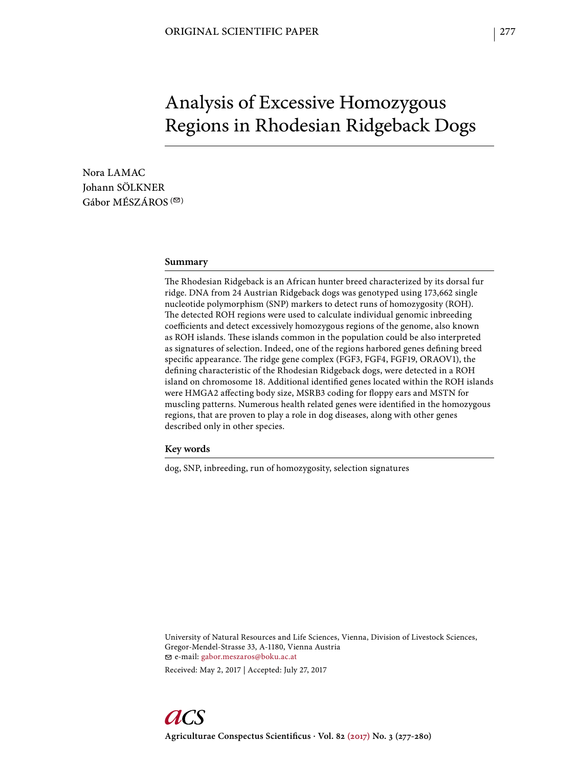ORIGINAL SCIENTIFIC PAPER

# Analysis of Excessive Homozygous Regions in Rhodesian Ridgeback Dogs

Nora LAMAC
Johann SÖLKNER
Gábor MÉSZÁROS (✉)

## Summary

The Rhodesian Ridgeback is an African hunter breed characterized by its dorsal fur ridge. DNA from 24 Austrian Ridgeback dogs was genotyped using 173,662 single nucleotide polymorphism (SNP) markers to detect runs of homozygosity (ROH). The detected ROH regions were used to calculate individual genomic inbreeding coefficients and detect excessively homozygous regions of the genome, also known as ROH islands. These islands common in the population could be also interpreted as signatures of selection. Indeed, one of the regions harbored genes defining breed specific appearance. The ridge gene complex (FGF3, FGF4, FGF19, ORAOV1), the defining characteristic of the Rhodesian Ridgeback dogs, were detected in a ROH island on chromosome 18. Additional identified genes located within the ROH islands were HMGA2 affecting body size, MSRB3 coding for floppy ears and MSTN for muscling patterns. Numerous health related genes were identified in the homozygous regions, that are proven to play a role in dog diseases, along with other genes described only in other species.

## Key words

dog, SNP, inbreeding, run of homozygosity, selection signatures

University of Natural Resources and Life Sciences, Vienna, Division of Livestock Sciences, Gregor-Mendel-Strasse 33, A-1180, Vienna Austria
✉ e-mail: gabor.meszaros@boku.ac.at

Received: May 2, 2017 | Accepted: July 27, 2017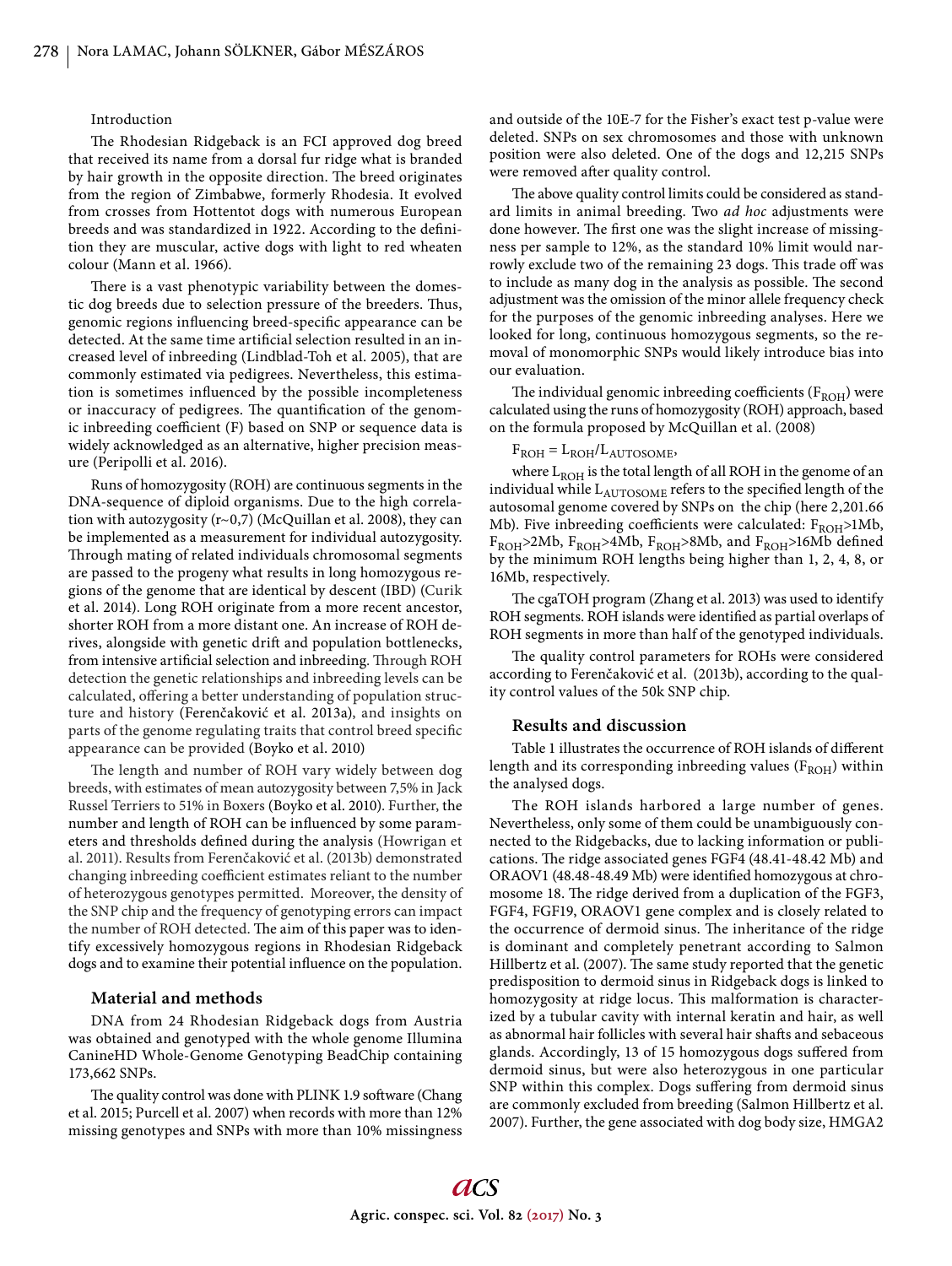Introduction

The Rhodesian Ridgeback is an FCI approved dog breed that received its name from a dorsal fur ridge what is branded by hair growth in the opposite direction. The breed originates from the region of Zimbabwe, formerly Rhodesia. It evolved from crosses from Hottentot dogs with numerous European breeds and was standardized in 1922. According to the definition they are muscular, active dogs with light to red wheaten colour (Mann et al. 1966).

There is a vast phenotypic variability between the domestic dog breeds due to selection pressure of the breeders. Thus, genomic regions influencing breed-specific appearance can be detected. At the same time artificial selection resulted in an increased level of inbreeding (Lindblad-Toh et al. 2005), that are commonly estimated via pedigrees. Nevertheless, this estimation is sometimes influenced by the possible incompleteness or inaccuracy of pedigrees. The quantification of the genomic inbreeding coefficient (F) based on SNP or sequence data is widely acknowledged as an alternative, higher precision measure (Peripolli et al. 2016).

Runs of homozygosity (ROH) are continuous segments in the DNA-sequence of diploid organisms. Due to the high correlation with autozygosity (r~0,7) (McQuillan et al. 2008), they can be implemented as a measurement for individual autozygosity. Through mating of related individuals chromosomal segments are passed to the progeny what results in long homozygous regions of the genome that are identical by descent (IBD) (Curik et al. 2014). Long ROH originate from a more recent ancestor, shorter ROH from a more distant one. An increase of ROH derives, alongside with genetic drift and population bottlenecks, from intensive artificial selection and inbreeding. Through ROH detection the genetic relationships and inbreeding levels can be calculated, offering a better understanding of population structure and history (Ferenčaković et al. 2013a), and insights on parts of the genome regulating traits that control breed specific appearance can be provided (Boyko et al. 2010)

The length and number of ROH vary widely between dog breeds, with estimates of mean autozygosity between 7,5% in Jack Russel Terriers to 51% in Boxers (Boyko et al. 2010). Further, the number and length of ROH can be influenced by some parameters and thresholds defined during the analysis (Howrigan et al. 2011). Results from Ferenčaković et al. (2013b) demonstrated changing inbreeding coefficient estimates reliant to the number of heterozygous genotypes permitted. Moreover, the density of the SNP chip and the frequency of genotyping errors can impact the number of ROH detected. The aim of this paper was to identify excessively homozygous regions in Rhodesian Ridgeback dogs and to examine their potential influence on the population.

## Material and methods

DNA from 24 Rhodesian Ridgeback dogs from Austria was obtained and genotyped with the whole genome Illumina CanineHD Whole-Genome Genotyping BeadChip containing 173,662 SNPs.

The quality control was done with PLINK 1.9 software (Chang et al. 2015; Purcell et al. 2007) when records with more than 12% missing genotypes and SNPs with more than 10% missingness and outside of the 10E-7 for the Fisher's exact test p-value were deleted. SNPs on sex chromosomes and those with unknown position were also deleted. One of the dogs and 12,215 SNPs were removed after quality control.

The above quality control limits could be considered as standard limits in animal breeding. Two *ad hoc* adjustments were done however. The first one was the slight increase of missingness per sample to 12%, as the standard 10% limit would narrowly exclude two of the remaining 23 dogs. This trade off was to include as many dog in the analysis as possible. The second adjustment was the omission of the minor allele frequency check for the purposes of the genomic inbreeding analyses. Here we looked for long, continuous homozygous segments, so the removal of monomorphic SNPs would likely introduce bias into our evaluation.

The individual genomic inbreeding coefficients ($F_{ROH}$) were calculated using the runs of homozygosity (ROH) approach, based on the formula proposed by McQuillan et al. (2008)

$F_{ROH} = L_{ROH}/L_{AUTOSOME}$,

where $L_{ROH}$ is the total length of all ROH in the genome of an individual while $L_{AUTOSOME}$ refers to the specified length of the autosomal genome covered by SNPs on the chip (here 2,201.66 Mb). Five inbreeding coefficients were calculated: $F_{ROH}$>1Mb, $F_{ROH}$>2Mb, $F_{ROH}$>4Mb, $F_{ROH}$>8Mb, and $F_{ROH}$>16Mb defined by the minimum ROH lengths being higher than 1, 2, 4, 8, or 16Mb, respectively.

The cgaTOH program (Zhang et al. 2013) was used to identify ROH segments. ROH islands were identified as partial overlaps of ROH segments in more than half of the genotyped individuals.

The quality control parameters for ROHs were considered according to Ferenčaković et al. (2013b), according to the quality control values of the 50k SNP chip.

## Results and discussion

Table 1 illustrates the occurrence of ROH islands of different length and its corresponding inbreeding values ($F_{ROH}$) within the analysed dogs.

The ROH islands harbored a large number of genes. Nevertheless, only some of them could be unambiguously connected to the Ridgebacks, due to lacking information or publications. The ridge associated genes FGF4 (48.41-48.42 Mb) and ORAOV1 (48.48-48.49 Mb) were identified homozygous at chromosome 18. The ridge derived from a duplication of the FGF3, FGF4, FGF19, ORAOV1 gene complex and is closely related to the occurrence of dermoid sinus. The inheritance of the ridge is dominant and completely penetrant according to Salmon Hillbertz et al. (2007). The same study reported that the genetic predisposition to dermoid sinus in Ridgeback dogs is linked to homozygosity at ridge locus. This malformation is characterized by a tubular cavity with internal keratin and hair, as well as abnormal hair follicles with several hair shafts and sebaceous glands. Accordingly, 13 of 15 homozygous dogs suffered from dermoid sinus, but were also heterozygous in one particular SNP within this complex. Dogs suffering from dermoid sinus are commonly excluded from breeding (Salmon Hillbertz et al. 2007). Further, the gene associated with dog body size, HMGA2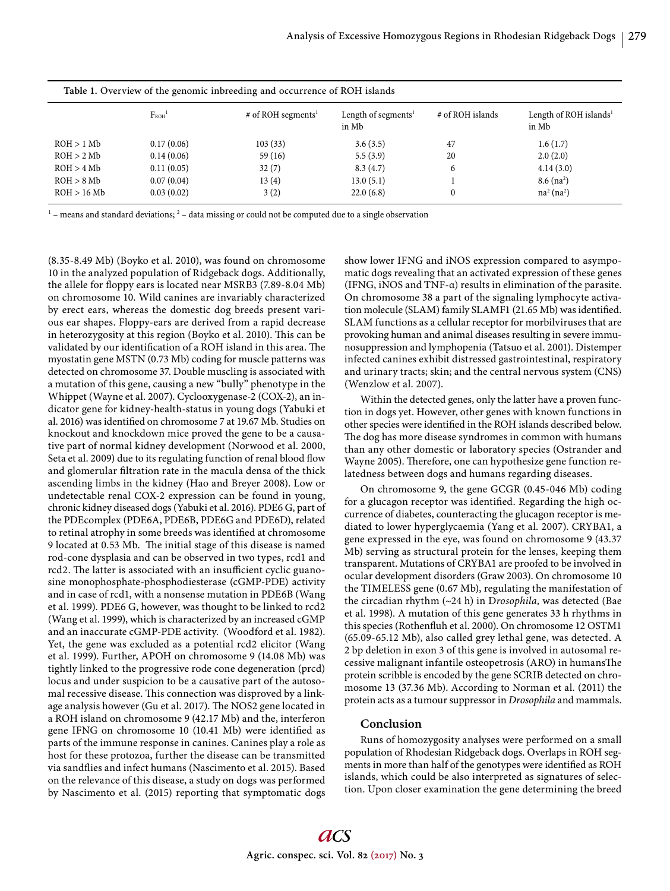**Table 1.** Overview of the genomic inbreeding and occurrence of ROH islands

| | $F_{ROH}$[1] | # of ROH segments[1] | Length of segments[1] in Mb | # of ROH islands | Length of ROH islands[1] in Mb |
|---|---|---|---|---|---|
| ROH > 1 Mb | 0.17 (0.06) | 103 (33) | 3.6 (3.5) | 47 | 1.6 (1.7) |
| ROH > 2 Mb | 0.14 (0.06) | 59 (16) | 5.5 (3.9) | 20 | 2.0 (2.0) |
| ROH > 4 Mb | 0.11 (0.05) | 32 (7) | 8.3 (4.7) | 6 | 4.14 (3.0) |
| ROH > 8 Mb | 0.07 (0.04) | 13 (4) | 13.0 (5.1) | 1 | 8.6 (na[2]) |
| ROH > 16 Mb | 0.03 (0.02) | 3 (2) | 22.0 (6.8) | 0 | na[2] (na[2]) |

[1] – means and standard deviations; [2] – data missing or could not be computed due to a single observation

(8.35-8.49 Mb) (Boyko et al. 2010), was found on chromosome 10 in the analyzed population of Ridgeback dogs. Additionally, the allele for floppy ears is located near MSRB3 (7.89-8.04 Mb) on chromosome 10. Wild canines are invariably characterized by erect ears, whereas the domestic dog breeds present various ear shapes. Floppy-ears are derived from a rapid decrease in heterozygosity at this region (Boyko et al. 2010). This can be validated by our identification of a ROH island in this area. The myostatin gene MSTN (0.73 Mb) coding for muscle patterns was detected on chromosome 37. Double muscling is associated with a mutation of this gene, causing a new "bully" phenotype in the Whippet (Wayne et al. 2007). Cyclooxygenase-2 (COX-2), an indicator gene for kidney-health-status in young dogs (Yabuki et al. 2016) was identified on chromosome 7 at 19.67 Mb. Studies on knockout and knockdown mice proved the gene to be a causative part of normal kidney development (Norwood et al. 2000, Seta et al. 2009) due to its regulating function of renal blood flow and glomerular filtration rate in the macula densa of the thick ascending limbs in the kidney (Hao and Breyer 2008). Low or undetectable renal COX-2 expression can be found in young, chronic kidney diseased dogs (Yabuki et al. 2016). PDE6 G, part of the PDEcomplex (PDE6A, PDE6B, PDE6G and PDE6D), related to retinal atrophy in some breeds was identified at chromosome 9 located at 0.53 Mb. The initial stage of this disease is named rod-cone dysplasia and can be observed in two types, rcd1 and rcd2. The latter is associated with an insufficient cyclic guanosine monophosphate-phosphodiesterase (cGMP-PDE) activity and in case of rcd1, with a nonsense mutation in PDE6B (Wang et al. 1999). PDE6 G, however, was thought to be linked to rcd2 (Wang et al. 1999), which is characterized by an increased cGMP and an inaccurate cGMP-PDE activity. (Woodford et al. 1982). Yet, the gene was excluded as a potential rcd2 elicitor (Wang et al. 1999). Further, APOH on chromosome 9 (14.08 Mb) was tightly linked to the progressive rode cone degeneration (prcd) locus and under suspicion to be a causative part of the autosomal recessive disease. This connection was disproved by a linkage analysis however (Gu et al. 2017). The NOS2 gene located in a ROH island on chromosome 9 (42.17 Mb) and the, interferon gene IFNG on chromosome 10 (10.41 Mb) were identified as parts of the immune response in canines. Canines play a role as host for these protozoa, further the disease can be transmitted via sandflies and infect humans (Nascimento et al. 2015). Based on the relevance of this disease, a study on dogs was performed by Nascimento et al. (2015) reporting that symptomatic dogs show lower IFNG and iNOS expression compared to asymptomatic dogs revealing that an activated expression of these genes (IFNG, iNOS and TNF-α) results in elimination of the parasite. On chromosome 38 a part of the signaling lymphocyte activation molecule (SLAM) family SLAMF1 (21.65 Mb) was identified. SLAM functions as a cellular receptor for morbilviruses that are provoking human and animal diseases resulting in severe immunosuppression and lymphopenia (Tatsuo et al. 2001). Distemper infected canines exhibit distressed gastrointestinal, respiratory and urinary tracts; skin; and the central nervous system (CNS) (Wenzlow et al. 2007).

Within the detected genes, only the latter have a proven function in dogs yet. However, other genes with known functions in other species were identified in the ROH islands described below. The dog has more disease syndromes in common with humans than any other domestic or laboratory species (Ostrander and Wayne 2005). Therefore, one can hypothesize gene function relatedness between dogs and humans regarding diseases.

On chromosome 9, the gene GCGR (0.45-046 Mb) coding for a glucagon receptor was identified. Regarding the high occurrence of diabetes, counteracting the glucagon receptor is mediated to lower hyperglycaemia (Yang et al. 2007). CRYBA1, a gene expressed in the eye, was found on chromosome 9 (43.37 Mb) serving as structural protein for the lenses, keeping them transparent. Mutations of CRYBA1 are proofed to be involved in ocular development disorders (Graw 2003). On chromosome 10 the TIMELESS gene (0.67 Mb), regulating the manifestation of the circadian rhythm (~24 h) in D*rosophila,* was detected (Bae et al. 1998). A mutation of this gene generates 33 h rhythms in this species (Rothenfluh et al. 2000). On chromosome 12 OSTM1 (65.09-65.12 Mb), also called grey lethal gene, was detected. A 2 bp deletion in exon 3 of this gene is involved in autosomal recessive malignant infantile osteopetrosis (ARO) in humansThe protein scribble is encoded by the gene SCRIB detected on chromosome 13 (37.36 Mb). According to Norman et al. (2011) the protein acts as a tumour suppressor in *Drosophila* and mammals.

## Conclusion

Runs of homozygosity analyses were performed on a small population of Rhodesian Ridgeback dogs. Overlaps in ROH segments in more than half of the genotypes were identified as ROH islands, which could be also interpreted as signatures of selection. Upon closer examination the gene determining the breed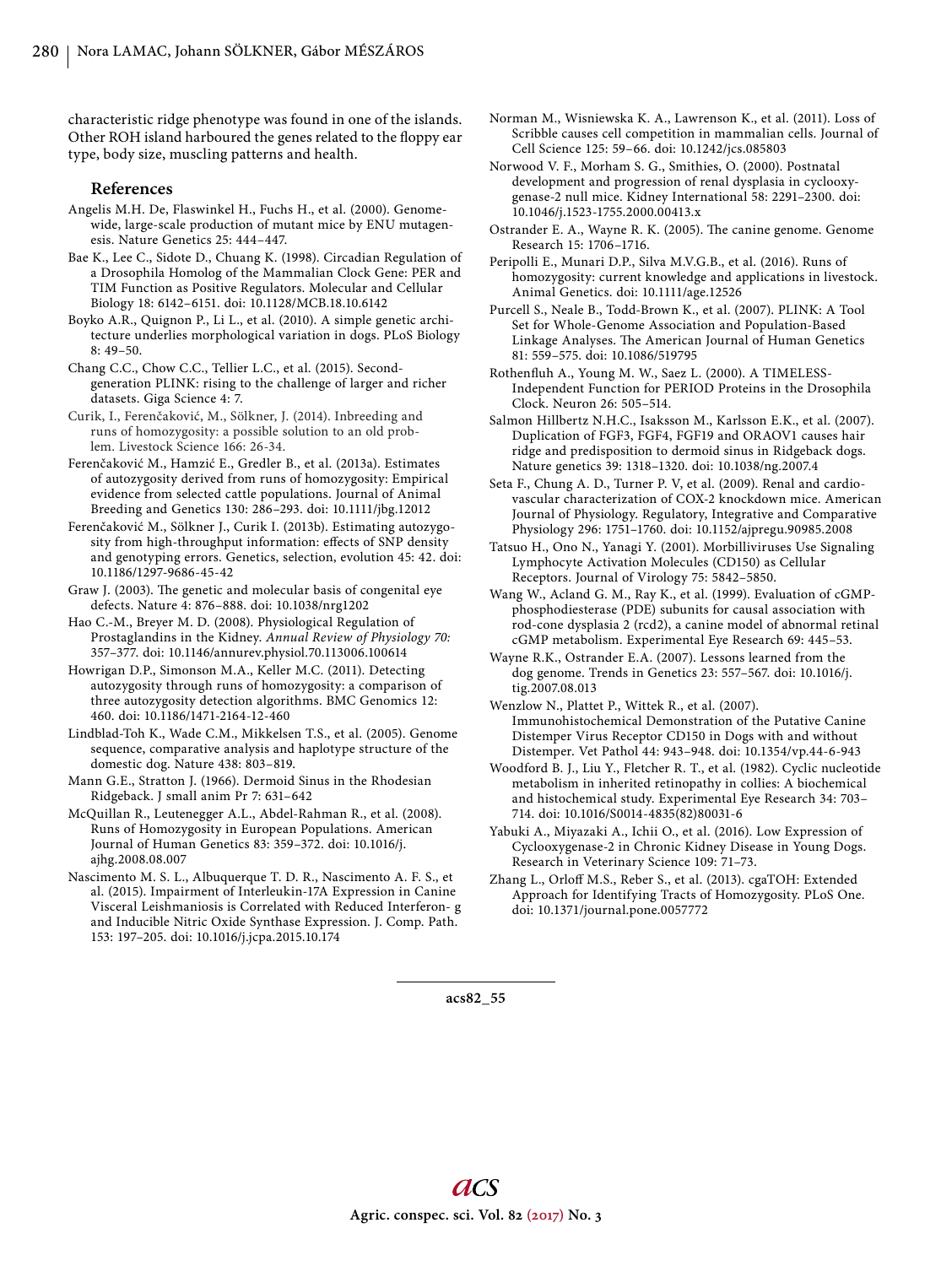characteristic ridge phenotype was found in one of the islands. Other ROH island harboured the genes related to the floppy ear type, body size, muscling patterns and health.

## References

Angelis M.H. De, Flaswinkel H., Fuchs H., et al. (2000). Genome-wide, large-scale production of mutant mice by ENU mutagenesis. Nature Genetics 25: 444–447.

Bae K., Lee C., Sidote D., Chuang K. (1998). Circadian Regulation of a Drosophila Homolog of the Mammalian Clock Gene: PER and TIM Function as Positive Regulators. Molecular and Cellular Biology 18: 6142–6151. doi: 10.1128/MCB.18.10.6142

Boyko A.R., Quignon P., Li L., et al. (2010). A simple genetic architecture underlies morphological variation in dogs. PLoS Biology 8: 49–50.

Chang C.C., Chow C.C., Tellier L.C., et al. (2015). Second-generation PLINK: rising to the challenge of larger and richer datasets. Giga Science 4: 7.

Curik, I., Ferenčaković, M., Sölkner, J. (2014). Inbreeding and runs of homozygosity: a possible solution to an old problem. Livestock Science 166: 26-34.

Ferenčaković M., Hamzić E., Gredler B., et al. (2013a). Estimates of autozygosity derived from runs of homozygosity: Empirical evidence from selected cattle populations. Journal of Animal Breeding and Genetics 130: 286–293. doi: 10.1111/jbg.12012

Ferenčaković M., Sölkner J., Curik I. (2013b). Estimating autozygosity from high-throughput information: effects of SNP density and genotyping errors. Genetics, selection, evolution 45: 42. doi: 10.1186/1297-9686-45-42

Graw J. (2003). The genetic and molecular basis of congenital eye defects. Nature 4: 876–888. doi: 10.1038/nrg1202

Hao C.-M., Breyer M. D. (2008). Physiological Regulation of Prostaglandins in the Kidney. *Annual Review of Physiology 70:* 357–377. doi: 10.1146/annurev.physiol.70.113006.100614

Howrigan D.P., Simonson M.A., Keller M.C. (2011). Detecting autozygosity through runs of homozygosity: a comparison of three autozygosity detection algorithms. BMC Genomics 12: 460. doi: 10.1186/1471-2164-12-460

Lindblad-Toh K., Wade C.M., Mikkelsen T.S., et al. (2005). Genome sequence, comparative analysis and haplotype structure of the domestic dog. Nature 438: 803–819.

Mann G.E., Stratton J. (1966). Dermoid Sinus in the Rhodesian Ridgeback. J small anim Pr 7: 631–642

McQuillan R., Leutenegger A.L., Abdel-Rahman R., et al. (2008). Runs of Homozygosity in European Populations. American Journal of Human Genetics 83: 359–372. doi: 10.1016/j.ajhg.2008.08.007

Nascimento M. S. L., Albuquerque T. D. R., Nascimento A. F. S., et al. (2015). Impairment of Interleukin-17A Expression in Canine Visceral Leishmaniosis is Correlated with Reduced Interferon- g and Inducible Nitric Oxide Synthase Expression. J. Comp. Path. 153: 197–205. doi: 10.1016/j.jcpa.2015.10.174

Norman M., Wisniewska K. A., Lawrenson K., et al. (2011). Loss of Scribble causes cell competition in mammalian cells. Journal of Cell Science 125: 59–66. doi: 10.1242/jcs.085803

Norwood V. F., Morham S. G., Smithies, O. (2000). Postnatal development and progression of renal dysplasia in cyclooxygenase-2 null mice. Kidney International 58: 2291–2300. doi: 10.1046/j.1523-1755.2000.00413.x

Ostrander E. A., Wayne R. K. (2005). The canine genome. Genome Research 15: 1706–1716.

Peripolli E., Munari D.P., Silva M.V.G.B., et al. (2016). Runs of homozygosity: current knowledge and applications in livestock. Animal Genetics. doi: 10.1111/age.12526

Purcell S., Neale B., Todd-Brown K., et al. (2007). PLINK: A Tool Set for Whole-Genome Association and Population-Based Linkage Analyses. The American Journal of Human Genetics 81: 559–575. doi: 10.1086/519795

Rothenfluh A., Young M. W., Saez L. (2000). A TIMELESS-Independent Function for PERIOD Proteins in the Drosophila Clock. Neuron 26: 505–514.

Salmon Hillbertz N.H.C., Isaksson M., Karlsson E.K., et al. (2007). Duplication of FGF3, FGF4, FGF19 and ORAOV1 causes hair ridge and predisposition to dermoid sinus in Ridgeback dogs. Nature genetics 39: 1318–1320. doi: 10.1038/ng.2007.4

Seta F., Chung A. D., Turner P. V, et al. (2009). Renal and cardiovascular characterization of COX-2 knockdown mice. American Journal of Physiology. Regulatory, Integrative and Comparative Physiology 296: 1751–1760. doi: 10.1152/ajpregu.90985.2008

Tatsuo H., Ono N., Yanagi Y. (2001). Morbilliviruses Use Signaling Lymphocyte Activation Molecules (CD150) as Cellular Receptors. Journal of Virology 75: 5842–5850.

Wang W., Acland G. M., Ray K., et al. (1999). Evaluation of cGMP-phosphodiesterase (PDE) subunits for causal association with rod-cone dysplasia 2 (rcd2), a canine model of abnormal retinal cGMP metabolism. Experimental Eye Research 69: 445–53.

Wayne R.K., Ostrander E.A. (2007). Lessons learned from the dog genome. Trends in Genetics 23: 557–567. doi: 10.1016/j.tig.2007.08.013

Wenzlow N., Plattet P., Wittek R., et al. (2007). Immunohistochemical Demonstration of the Putative Canine Distemper Virus Receptor CD150 in Dogs with and without Distemper. Vet Pathol 44: 943–948. doi: 10.1354/vp.44-6-943

Woodford B. J., Liu Y., Fletcher R. T., et al. (1982). Cyclic nucleotide metabolism in inherited retinopathy in collies: A biochemical and histochemical study. Experimental Eye Research 34: 703–714. doi: 10.1016/S0014-4835(82)80031-6

Yabuki A., Miyazaki A., Ichii O., et al. (2016). Low Expression of Cyclooxygenase-2 in Chronic Kidney Disease in Young Dogs. Research in Veterinary Science 109: 71–73.

Zhang L., Orloff M.S., Reber S., et al. (2013). cgaTOH: Extended Approach for Identifying Tracts of Homozygosity. PLoS One. doi: 10.1371/journal.pone.0057772

acs82_55